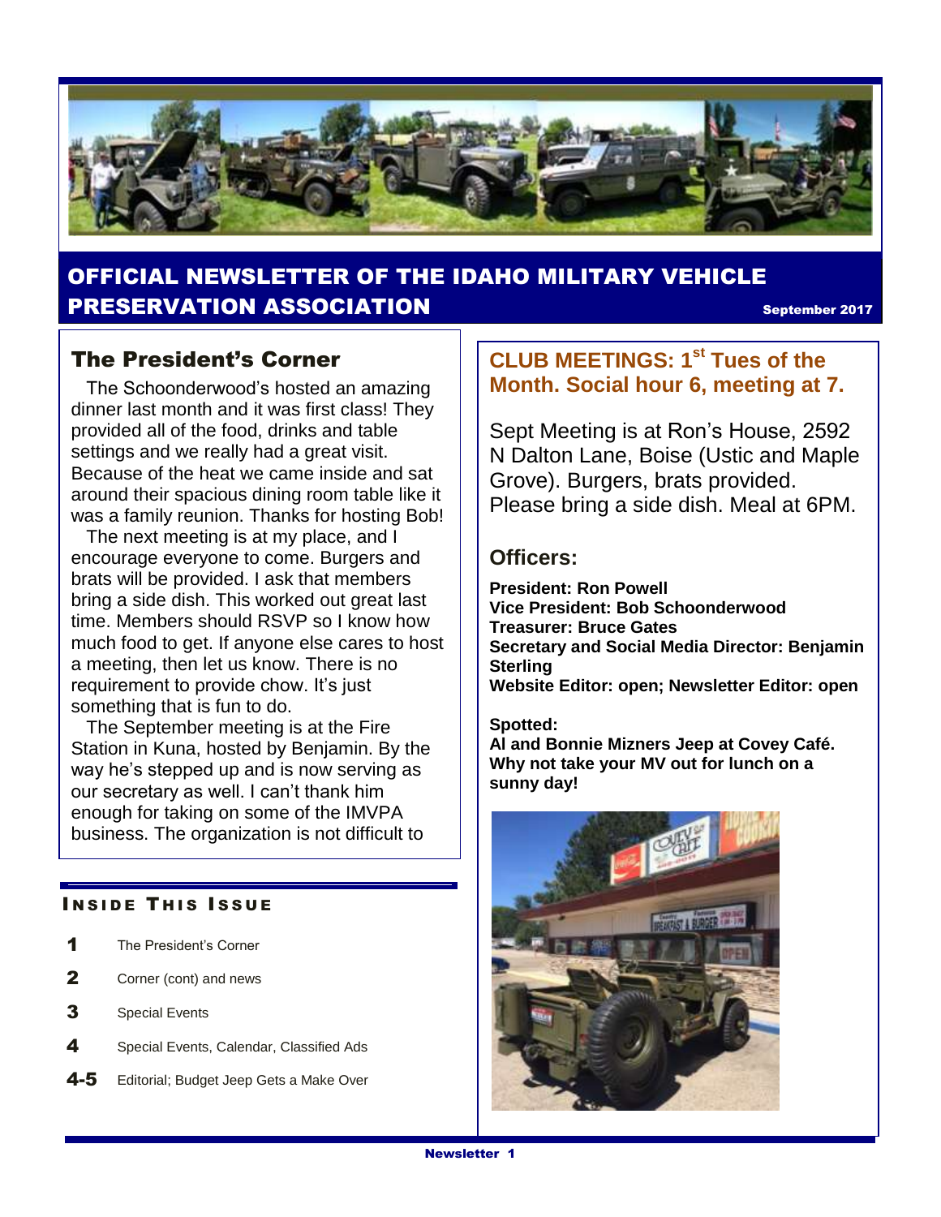# OFFICIAL NEWSLETTER OF THE IDAHO MILITARY VEHICLE PRESERVATION ASSOCIATION

September 2017

## The President's Corner

The Schoonderwood's hosted an amazing dinner last month and it was first class! They provided all of the food, drinks and table settings and we really had a great visit. Because of the heat we came inside and sat around their spacious dining room table like it was a family reunion. Thanks for hosting Bob!

The next meeting is at my place, and I encourage everyone to come. Burgers and brats will be provided. I ask that members bring a side dish. This worked out great last time. Members should RSVP so I know how much food to get. If anyone else cares to host a meeting, then let us know. There is no requirement to provide chow. It's just something that is fun to do.

The September meeting is at the Fire Station in Kuna, hosted by Benjamin. By the way he's stepped up and is now serving as our secretary as well. I can't thank him enough for taking on some of the IMVPA business. The organization is not difficult to

### INSIDE THIS ISSUE

- **1** The President's Corner
- **2** Corner (cont) and news
- **3** Special Events
- **4** Special Events, Calendar, Classified Ads
- **4-5** Editorial; Budget Jeep Gets a Make Over

## CLUB MEETINGS: 1st Tues of the Month. Social hour 6, meeting at 7.

Sept Meeting is at Ron's House, 2592 N Dalton Lane, Boise (Ustic and Maple Grove). Burgers, brats provided. Please bring a side dish. Meal at 6PM.

## Officers:

**President: Ron Powell**
**Vice President: Bob Schoonderwood**
**Treasurer: Bruce Gates**
**Secretary and Social Media Director: Benjamin Sterling**
**Website Editor: open; Newsletter Editor: open**

**Spotted:**
**Al and Bonnie Mizners Jeep at Covey Café. Why not take your MV out for lunch on a sunny day!**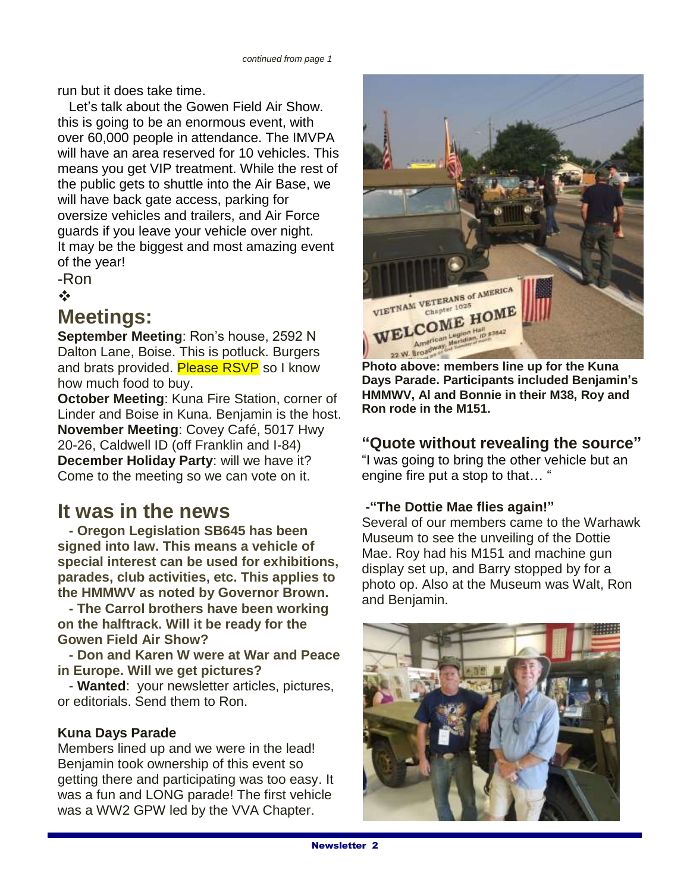*continued from page 1*

run but it does take time.

Let's talk about the Gowen Field Air Show. this is going to be an enormous event, with over 60,000 people in attendance. The IMVPA will have an area reserved for 10 vehicles. This means you get VIP treatment. While the rest of the public gets to shuttle into the Air Base, we will have back gate access, parking for oversize vehicles and trailers, and Air Force guards if you leave your vehicle over night. It may be the biggest and most amazing event of the year!

-Ron

❖

## Meetings:

**September Meeting**: Ron's house, 2592 N Dalton Lane, Boise. This is potluck. Burgers and brats provided. Please RSVP so I know how much food to buy.
**October Meeting**: Kuna Fire Station, corner of Linder and Boise in Kuna. Benjamin is the host.
**November Meeting**: Covey Café, 5017 Hwy 20-26, Caldwell ID (off Franklin and I-84)
**December Holiday Party**: will we have it? Come to the meeting so we can vote on it.

## It was in the news

**- Oregon Legislation SB645 has been signed into law. This means a vehicle of special interest can be used for exhibitions, parades, club activities, etc. This applies to the HMMWV as noted by Governor Brown.**

**- The Carrol brothers have been working on the halftrack. Will it be ready for the Gowen Field Air Show?**

**- Don and Karen W were at War and Peace in Europe. Will we get pictures?**

- **Wanted**: your newsletter articles, pictures, or editorials. Send them to Ron.

### Kuna Days Parade

Members lined up and we were in the lead! Benjamin took ownership of this event so getting there and participating was too easy. It was a fun and LONG parade! The first vehicle was a WW2 GPW led by the VVA Chapter.

**Photo above: members line up for the Kuna Days Parade. Participants included Benjamin's HMMWV, Al and Bonnie in their M38, Roy and Ron rode in the M151.**

### "Quote without revealing the source"

"I was going to bring the other vehicle but an engine fire put a stop to that… "

**-"The Dottie Mae flies again!"**

Several of our members came to the Warhawk Museum to see the unveiling of the Dottie Mae. Roy had his M151 and machine gun display set up, and Barry stopped by for a photo op. Also at the Museum was Walt, Ron and Benjamin.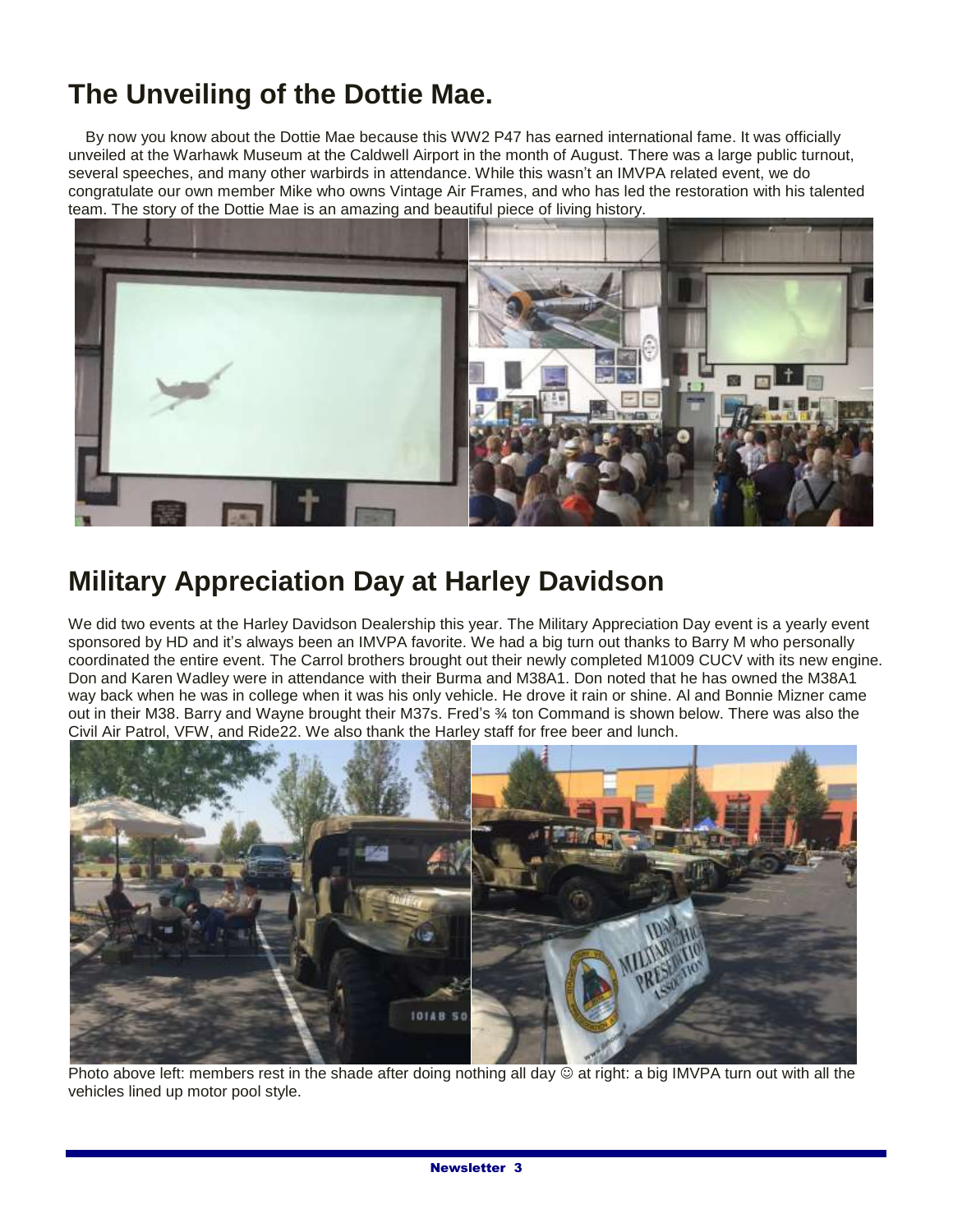## The Unveiling of the Dottie Mae.

By now you know about the Dottie Mae because this WW2 P47 has earned international fame. It was officially unveiled at the Warhawk Museum at the Caldwell Airport in the month of August. There was a large public turnout, several speeches, and many other warbirds in attendance. While this wasn't an IMVPA related event, we do congratulate our own member Mike who owns Vintage Air Frames, and who has led the restoration with his talented team. The story of the Dottie Mae is an amazing and beautiful piece of living history.

## Military Appreciation Day at Harley Davidson

We did two events at the Harley Davidson Dealership this year. The Military Appreciation Day event is a yearly event sponsored by HD and it's always been an IMVPA favorite. We had a big turn out thanks to Barry M who personally coordinated the entire event. The Carrol brothers brought out their newly completed M1009 CUCV with its new engine. Don and Karen Wadley were in attendance with their Burma and M38A1. Don noted that he has owned the M38A1 way back when he was in college when it was his only vehicle. He drove it rain or shine. Al and Bonnie Mizner came out in their M38. Barry and Wayne brought their M37s. Fred's ¾ ton Command is shown below. There was also the Civil Air Patrol, VFW, and Ride22. We also thank the Harley staff for free beer and lunch.

Photo above left: members rest in the shade after doing nothing all day ☺ at right: a big IMVPA turn out with all the vehicles lined up motor pool style.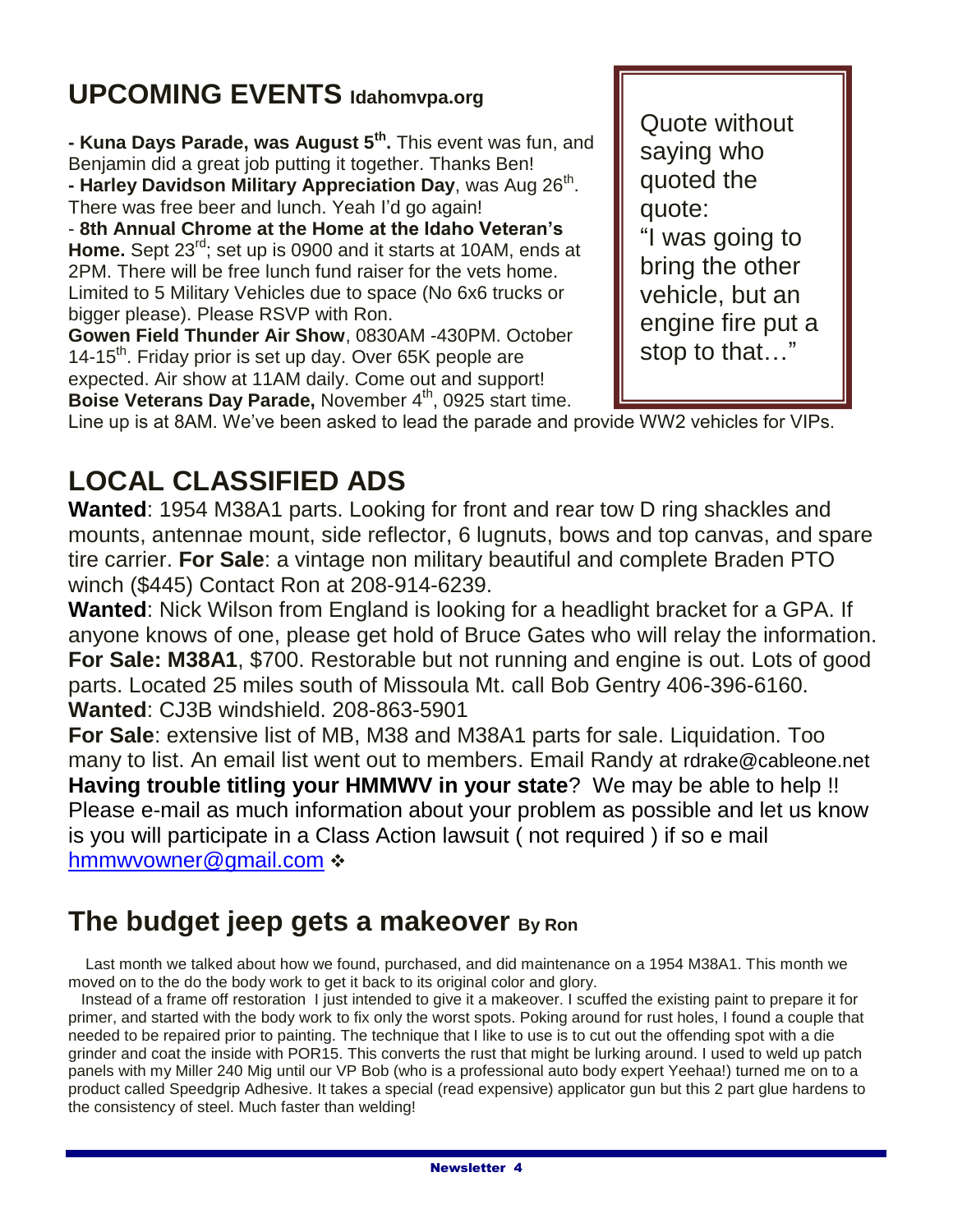## UPCOMING EVENTS Idahomvpa.org

- **Kuna Days Parade, was August 5th.** This event was fun, and Benjamin did a great job putting it together. Thanks Ben!
- **Harley Davidson Military Appreciation Day**, was Aug 26th. There was free beer and lunch. Yeah I'd go again!
- **8th Annual Chrome at the Home at the Idaho Veteran's Home.** Sept 23rd; set up is 0900 and it starts at 10AM, ends at 2PM. There will be free lunch fund raiser for the vets home. Limited to 5 Military Vehicles due to space (No 6x6 trucks or bigger please). Please RSVP with Ron.

**Gowen Field Thunder Air Show**, 0830AM -430PM. October 14-15th. Friday prior is set up day. Over 65K people are expected. Air show at 11AM daily. Come out and support!
**Boise Veterans Day Parade,** November 4th, 0925 start time. Line up is at 8AM. We've been asked to lead the parade and provide WW2 vehicles for VIPs.

> Quote without saying who quoted the quote:
> "I was going to bring the other vehicle, but an engine fire put a stop to that…"

## LOCAL CLASSIFIED ADS

**Wanted**: 1954 M38A1 parts. Looking for front and rear tow D ring shackles and mounts, antennae mount, side reflector, 6 lugnuts, bows and top canvas, and spare tire carrier. **For Sale**: a vintage non military beautiful and complete Braden PTO winch ($445) Contact Ron at 208-914-6239.

**Wanted**: Nick Wilson from England is looking for a headlight bracket for a GPA. If anyone knows of one, please get hold of Bruce Gates who will relay the information.

**For Sale: M38A1**, $700. Restorable but not running and engine is out. Lots of good parts. Located 25 miles south of Missoula Mt. call Bob Gentry 406-396-6160.

**Wanted**: CJ3B windshield. 208-863-5901

**For Sale**: extensive list of MB, M38 and M38A1 parts for sale. Liquidation. Too many to list. An email list went out to members. Email Randy at rdrake@cableone.net

**Having trouble titling your HMMWV in your state**? We may be able to help !! Please e-mail as much information about your problem as possible and let us know is you will participate in a Class Action lawsuit ( not required ) if so e mail hmmwvowner@gmail.com ❖

## The budget jeep gets a makeover By Ron

Last month we talked about how we found, purchased, and did maintenance on a 1954 M38A1. This month we moved on to the do the body work to get it back to its original color and glory.

Instead of a frame off restoration I just intended to give it a makeover. I scuffed the existing paint to prepare it for primer, and started with the body work to fix only the worst spots. Poking around for rust holes, I found a couple that needed to be repaired prior to painting. The technique that I like to use is to cut out the offending spot with a die grinder and coat the inside with POR15. This converts the rust that might be lurking around. I used to weld up patch panels with my Miller 240 Mig until our VP Bob (who is a professional auto body expert Yeehaa!) turned me on to a product called Speedgrip Adhesive. It takes a special (read expensive) applicator gun but this 2 part glue hardens to the consistency of steel. Much faster than welding!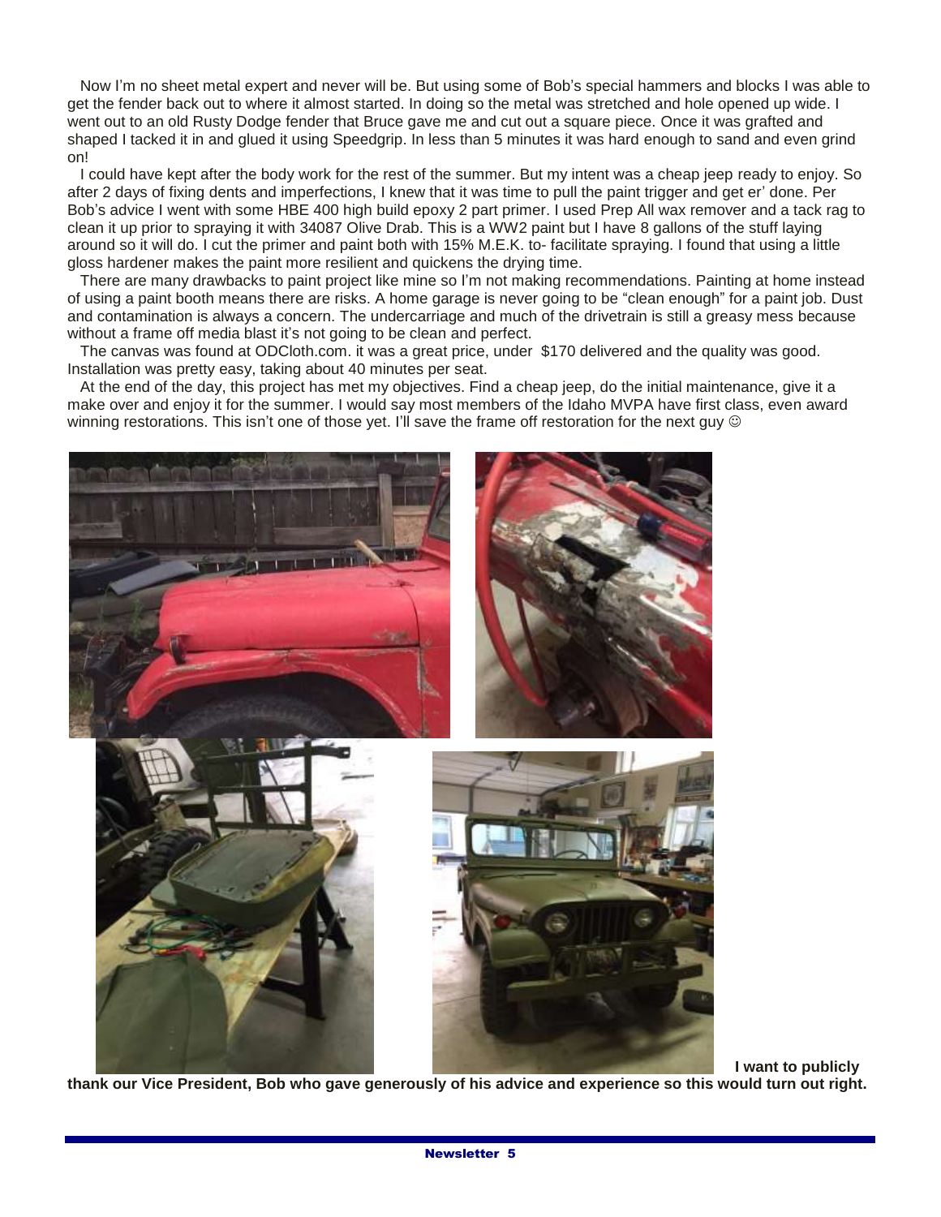Now I'm no sheet metal expert and never will be. But using some of Bob's special hammers and blocks I was able to get the fender back out to where it almost started. In doing so the metal was stretched and hole opened up wide. I went out to an old Rusty Dodge fender that Bruce gave me and cut out a square piece. Once it was grafted and shaped I tacked it in and glued it using Speedgrip. In less than 5 minutes it was hard enough to sand and even grind on!

I could have kept after the body work for the rest of the summer. But my intent was a cheap jeep ready to enjoy. So after 2 days of fixing dents and imperfections, I knew that it was time to pull the paint trigger and get er' done. Per Bob's advice I went with some HBE 400 high build epoxy 2 part primer. I used Prep All wax remover and a tack rag to clean it up prior to spraying it with 34087 Olive Drab. This is a WW2 paint but I have 8 gallons of the stuff laying around so it will do. I cut the primer and paint both with 15% M.E.K. to- facilitate spraying. I found that using a little gloss hardener makes the paint more resilient and quickens the drying time.

There are many drawbacks to paint project like mine so I'm not making recommendations. Painting at home instead of using a paint booth means there are risks. A home garage is never going to be "clean enough" for a paint job. Dust and contamination is always a concern. The undercarriage and much of the drivetrain is still a greasy mess because without a frame off media blast it's not going to be clean and perfect.

The canvas was found at ODCloth.com. it was a great price, under $170 delivered and the quality was good. Installation was pretty easy, taking about 40 minutes per seat.

At the end of the day, this project has met my objectives. Find a cheap jeep, do the initial maintenance, give it a make over and enjoy it for the summer. I would say most members of the Idaho MVPA have first class, even award winning restorations. This isn't one of those yet. I'll save the frame off restoration for the next guy ☺

**I want to publicly thank our Vice President, Bob who gave generously of his advice and experience so this would turn out right.**